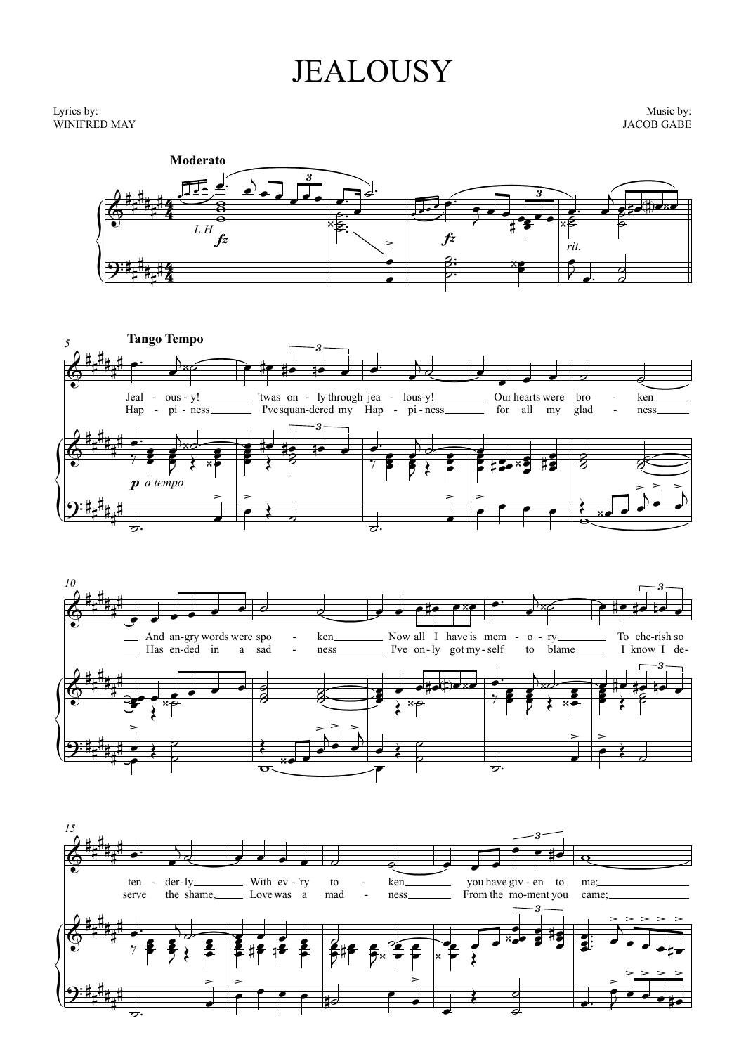# JEALOUSY

Lyrics by:
WINIFRED MAY

Music by:
JACOB GABE

**Moderato**

*L.H* *fz* *fz* *rit.*

**Tango Tempo**

*p a tempo*

Jeal - ous - y! 'twas on - ly through jea - lous-y! Our hearts were bro - ken And an-gry words were spo - ken Now all I have is mem - o - ry To cher-ish so ten - der-ly With ev - 'ry to - ken you have giv - en to me;

Hap - pi - ness I've squan-dered my Hap - pi - ness for all my glad - ness Has en-ded in a sad - ness I've on - ly got my - self to blame I know I de - serve the shame, Love was a mad - ness From the mo-ment you came;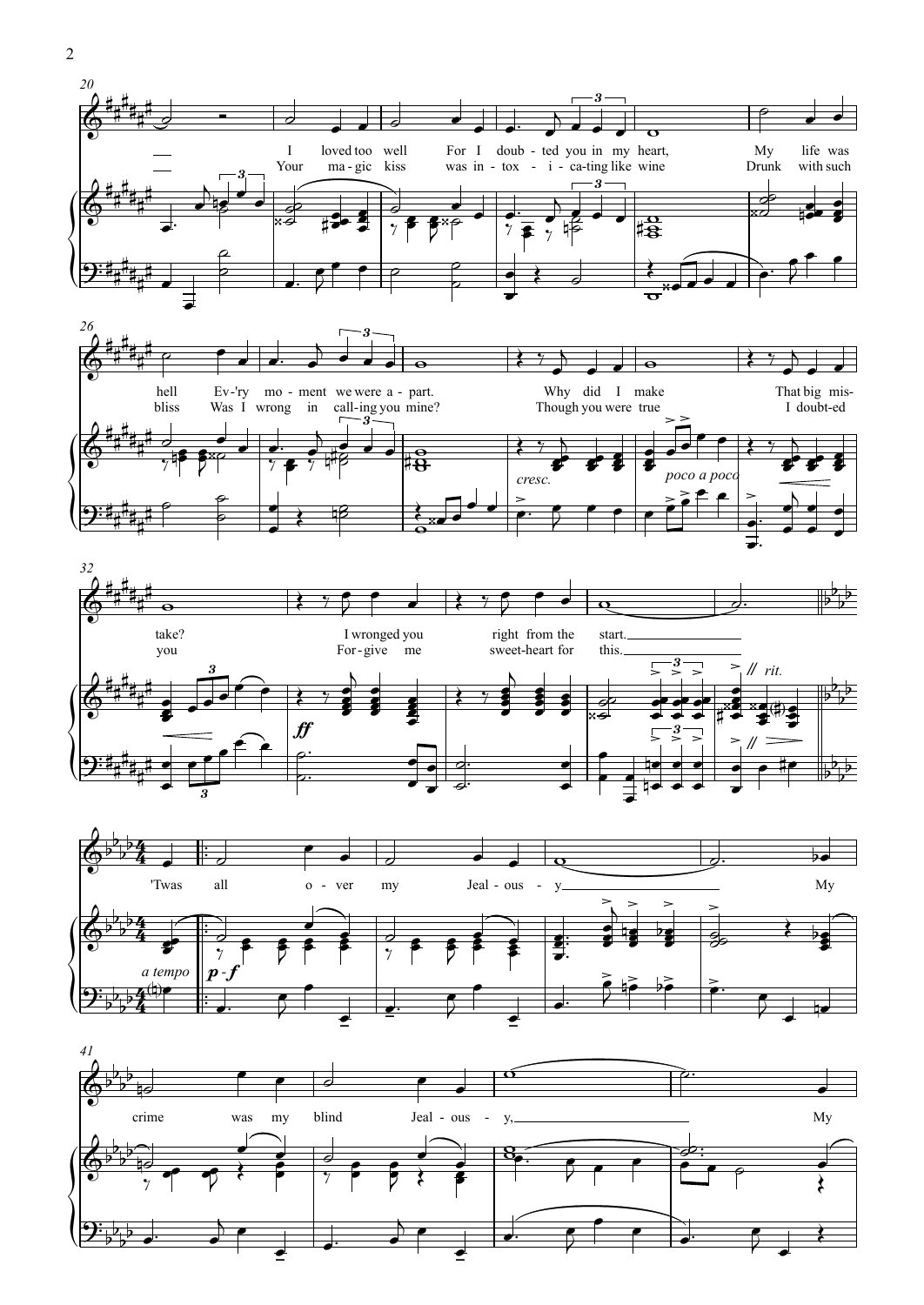I loved too well For I doub-ted you in my heart, My life was hell Ev-'ry mo-ment we were a-part. Why did I make That big mis-take? I wronged you right from the start.

Your ma-gic kiss was in-tox-i-ca-ting like wine Drunk with such bliss Was I wrong in call-ing you mine? Though you were true I doubt-ed you For-give me sweet-heart for this.

*cresc.* *poco a poco* *ff* *rit.*

*a tempo* *p-f*

'Twas all o-ver my Jeal-ous-y My crime was my blind Jeal-ous-y, My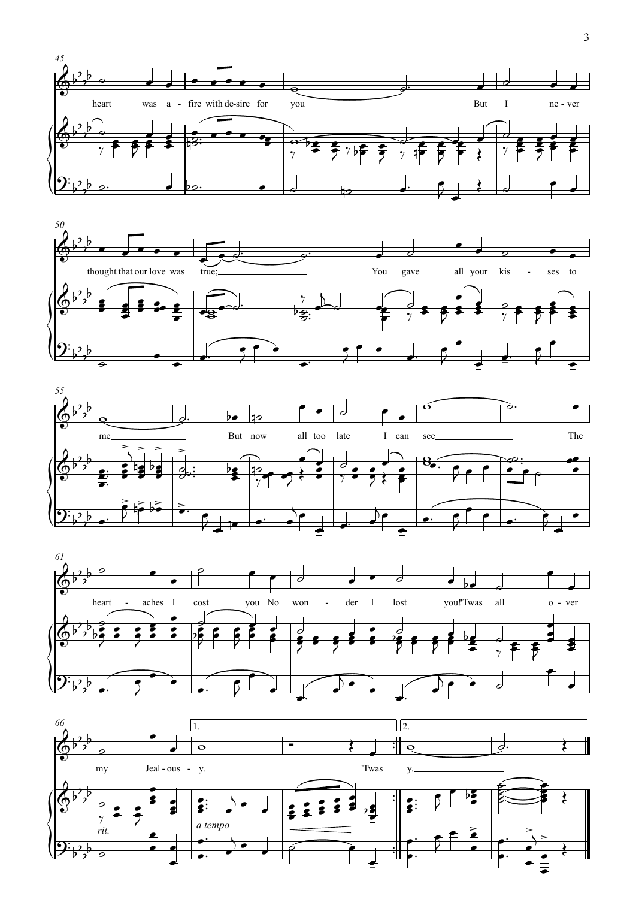heart was a - fire with de-sire for you

But I ne - ver thought that our love was true;

You gave all your kis - ses to me

But now all too late I can see

The heart - aches I cost you No won - der I lost you! 'Twas all o - ver my Jeal - ous - y.

'Twas y.

*rit.*

*a tempo*

1.

2.